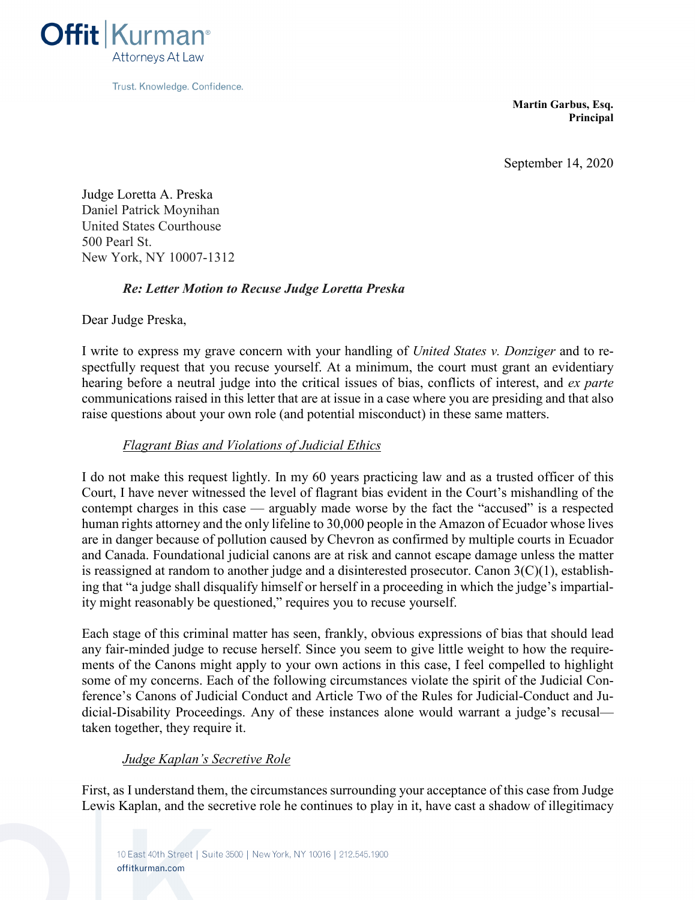Offit | Kurman
Attorneys At Law

Trust. Knowledge. Confidence.

**Martin Garbus, Esq.**
**Principal**

September 14, 2020

Judge Loretta A. Preska
Daniel Patrick Moynihan
United States Courthouse
500 Pearl St.
New York, NY 10007-1312

***Re: Letter Motion to Recuse Judge Loretta Preska***

Dear Judge Preska,

I write to express my grave concern with your handling of *United States v. Donziger* and to respectfully request that you recuse yourself. At a minimum, the court must grant an evidentiary hearing before a neutral judge into the critical issues of bias, conflicts of interest, and *ex parte* communications raised in this letter that are at issue in a case where you are presiding and that also raise questions about your own role (and potential misconduct) in these same matters.

*Flagrant Bias and Violations of Judicial Ethics*

I do not make this request lightly. In my 60 years practicing law and as a trusted officer of this Court, I have never witnessed the level of flagrant bias evident in the Court's mishandling of the contempt charges in this case — arguably made worse by the fact the "accused" is a respected human rights attorney and the only lifeline to 30,000 people in the Amazon of Ecuador whose lives are in danger because of pollution caused by Chevron as confirmed by multiple courts in Ecuador and Canada. Foundational judicial canons are at risk and cannot escape damage unless the matter is reassigned at random to another judge and a disinterested prosecutor. Canon 3(C)(1), establishing that "a judge shall disqualify himself or herself in a proceeding in which the judge's impartiality might reasonably be questioned," requires you to recuse yourself.

Each stage of this criminal matter has seen, frankly, obvious expressions of bias that should lead any fair-minded judge to recuse herself. Since you seem to give little weight to how the requirements of the Canons might apply to your own actions in this case, I feel compelled to highlight some of my concerns. Each of the following circumstances violate the spirit of the Judicial Conference's Canons of Judicial Conduct and Article Two of the Rules for Judicial-Conduct and Judicial-Disability Proceedings. Any of these instances alone would warrant a judge's recusal—taken together, they require it.

*Judge Kaplan's Secretive Role*

First, as I understand them, the circumstances surrounding your acceptance of this case from Judge Lewis Kaplan, and the secretive role he continues to play in it, have cast a shadow of illegitimacy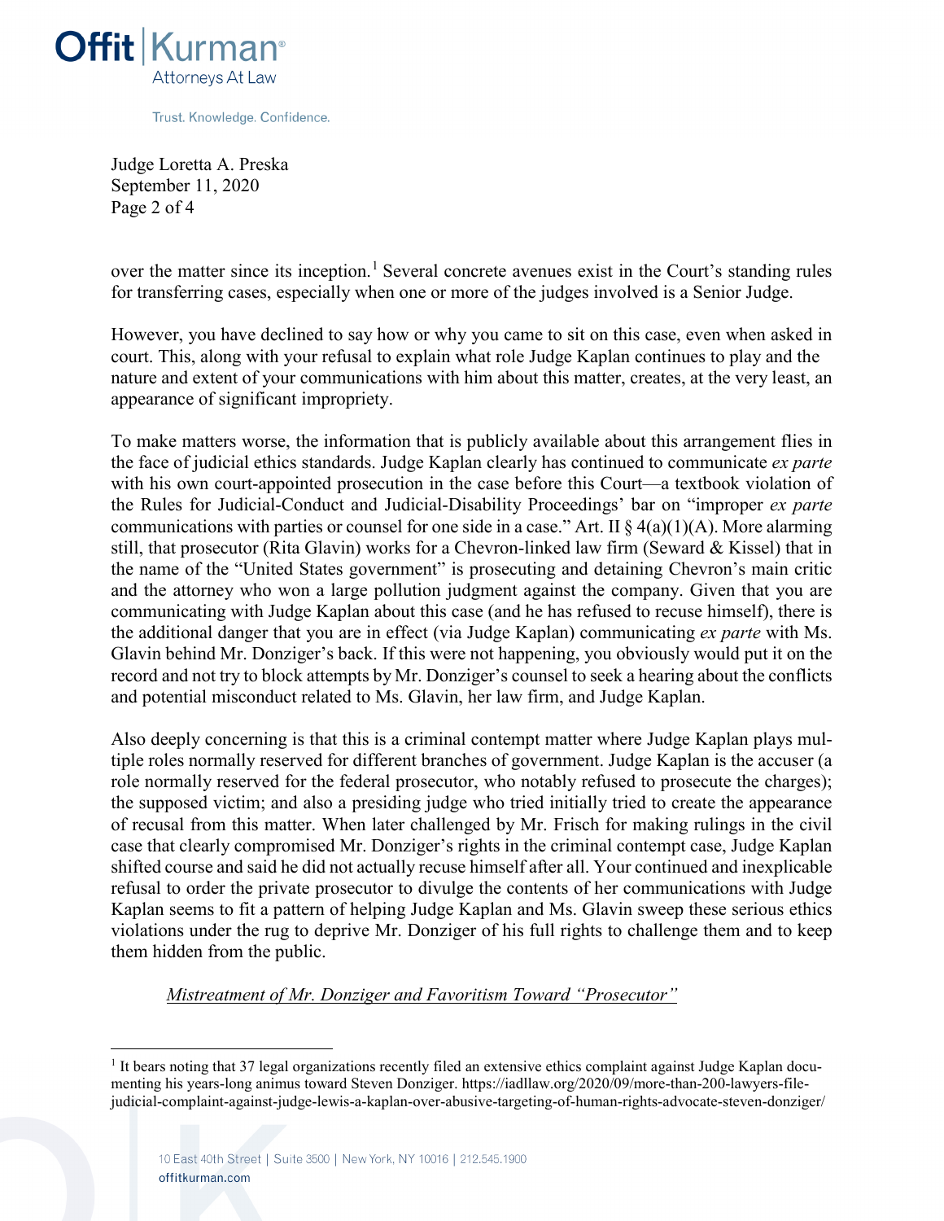over the matter since its inception.[1] Several concrete avenues exist in the Court's standing rules for transferring cases, especially when one or more of the judges involved is a Senior Judge.

However, you have declined to say how or why you came to sit on this case, even when asked in court. This, along with your refusal to explain what role Judge Kaplan continues to play and the nature and extent of your communications with him about this matter, creates, at the very least, an appearance of significant impropriety.

To make matters worse, the information that is publicly available about this arrangement flies in the face of judicial ethics standards. Judge Kaplan clearly has continued to communicate *ex parte* with his own court-appointed prosecution in the case before this Court—a textbook violation of the Rules for Judicial-Conduct and Judicial-Disability Proceedings' bar on "improper *ex parte* communications with parties or counsel for one side in a case." Art. II § 4(a)(1)(A). More alarming still, that prosecutor (Rita Glavin) works for a Chevron-linked law firm (Seward & Kissel) that in the name of the "United States government" is prosecuting and detaining Chevron's main critic and the attorney who won a large pollution judgment against the company. Given that you are communicating with Judge Kaplan about this case (and he has refused to recuse himself), there is the additional danger that you are in effect (via Judge Kaplan) communicating *ex parte* with Ms. Glavin behind Mr. Donziger's back. If this were not happening, you obviously would put it on the record and not try to block attempts by Mr. Donziger's counsel to seek a hearing about the conflicts and potential misconduct related to Ms. Glavin, her law firm, and Judge Kaplan.

Also deeply concerning is that this is a criminal contempt matter where Judge Kaplan plays multiple roles normally reserved for different branches of government. Judge Kaplan is the accuser (a role normally reserved for the federal prosecutor, who notably refused to prosecute the charges); the supposed victim; and also a presiding judge who tried initially tried to create the appearance of recusal from this matter. When later challenged by Mr. Frisch for making rulings in the civil case that clearly compromised Mr. Donziger's rights in the criminal contempt case, Judge Kaplan shifted course and said he did not actually recuse himself after all. Your continued and inexplicable refusal to order the private prosecutor to divulge the contents of her communications with Judge Kaplan seems to fit a pattern of helping Judge Kaplan and Ms. Glavin sweep these serious ethics violations under the rug to deprive Mr. Donziger of his full rights to challenge them and to keep them hidden from the public.

*<u>Mistreatment of Mr. Donziger and Favoritism Toward "Prosecutor"</u>*

[1] It bears noting that 37 legal organizations recently filed an extensive ethics complaint against Judge Kaplan documenting his years-long animus toward Steven Donziger. https://iadllaw.org/2020/09/more-than-200-lawyers-file-judicial-complaint-against-judge-lewis-a-kaplan-over-abusive-targeting-of-human-rights-advocate-steven-donziger/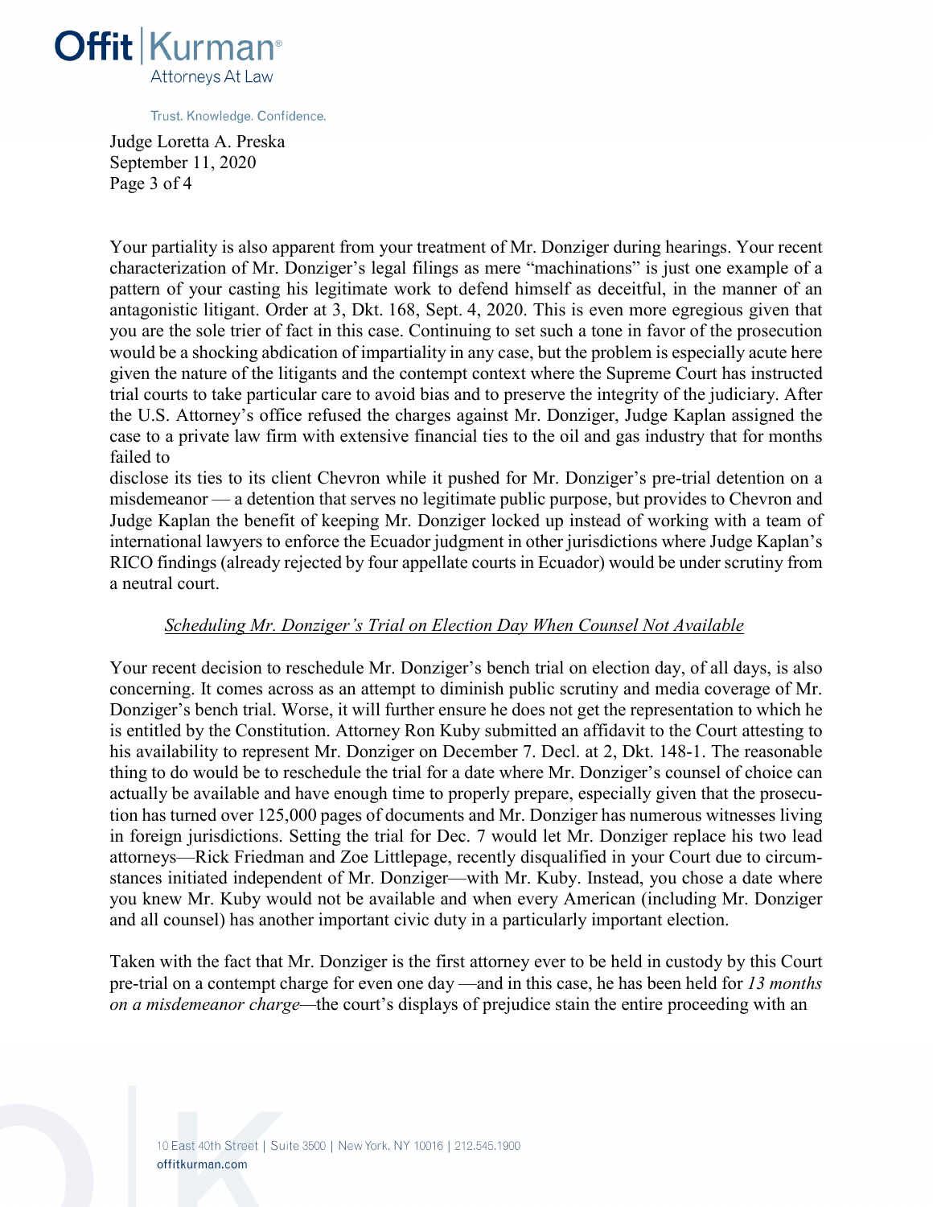Your partiality is also apparent from your treatment of Mr. Donziger during hearings. Your recent characterization of Mr. Donziger's legal filings as mere "machinations" is just one example of a pattern of your casting his legitimate work to defend himself as deceitful, in the manner of an antagonistic litigant. Order at 3, Dkt. 168, Sept. 4, 2020. This is even more egregious given that you are the sole trier of fact in this case. Continuing to set such a tone in favor of the prosecution would be a shocking abdication of impartiality in any case, but the problem is especially acute here given the nature of the litigants and the contempt context where the Supreme Court has instructed trial courts to take particular care to avoid bias and to preserve the integrity of the judiciary. After the U.S. Attorney's office refused the charges against Mr. Donziger, Judge Kaplan assigned the case to a private law firm with extensive financial ties to the oil and gas industry that for months failed to disclose its ties to its client Chevron while it pushed for Mr. Donziger's pre-trial detention on a misdemeanor — a detention that serves no legitimate public purpose, but provides to Chevron and Judge Kaplan the benefit of keeping Mr. Donziger locked up instead of working with a team of international lawyers to enforce the Ecuador judgment in other jurisdictions where Judge Kaplan's RICO findings (already rejected by four appellate courts in Ecuador) would be under scrutiny from a neutral court.

<u>*Scheduling Mr. Donziger's Trial on Election Day When Counsel Not Available*</u>

Your recent decision to reschedule Mr. Donziger's bench trial on election day, of all days, is also concerning. It comes across as an attempt to diminish public scrutiny and media coverage of Mr. Donziger's bench trial. Worse, it will further ensure he does not get the representation to which he is entitled by the Constitution. Attorney Ron Kuby submitted an affidavit to the Court attesting to his availability to represent Mr. Donziger on December 7. Decl. at 2, Dkt. 148-1. The reasonable thing to do would be to reschedule the trial for a date where Mr. Donziger's counsel of choice can actually be available and have enough time to properly prepare, especially given that the prosecution has turned over 125,000 pages of documents and Mr. Donziger has numerous witnesses living in foreign jurisdictions. Setting the trial for Dec. 7 would let Mr. Donziger replace his two lead attorneys—Rick Friedman and Zoe Littlepage, recently disqualified in your Court due to circumstances initiated independent of Mr. Donziger—with Mr. Kuby. Instead, you chose a date where you knew Mr. Kuby would not be available and when every American (including Mr. Donziger and all counsel) has another important civic duty in a particularly important election.

Taken with the fact that Mr. Donziger is the first attorney ever to be held in custody by this Court pre-trial on a contempt charge for even one day —and in this case, he has been held for *13 months on a misdemeanor charge*—the court's displays of prejudice stain the entire proceeding with an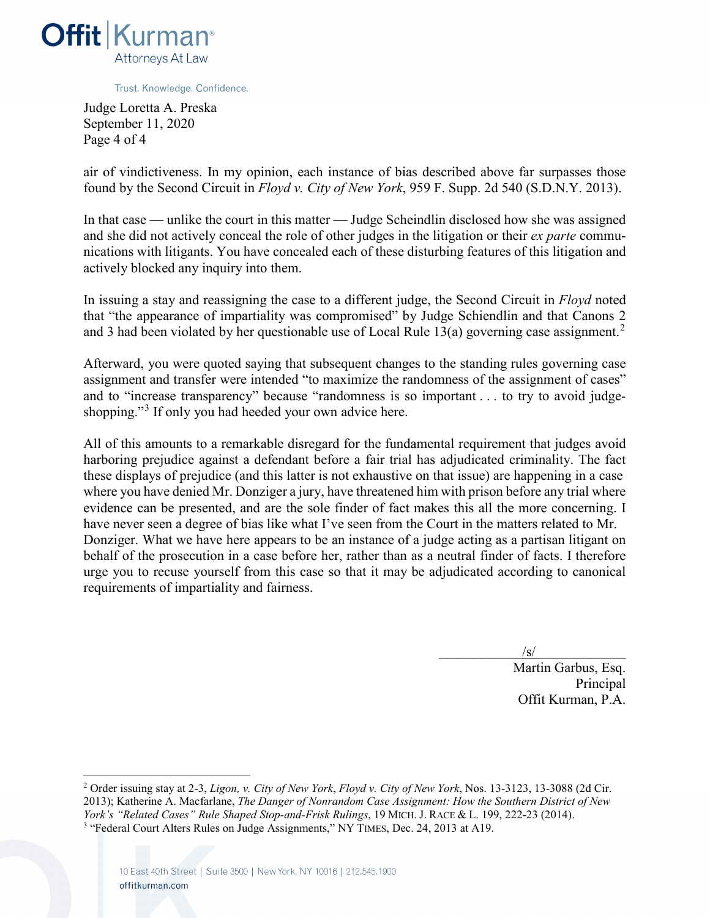air of vindictiveness. In my opinion, each instance of bias described above far surpasses those found by the Second Circuit in *Floyd v. City of New York*, 959 F. Supp. 2d 540 (S.D.N.Y. 2013).

In that case — unlike the court in this matter — Judge Scheindlin disclosed how she was assigned and she did not actively conceal the role of other judges in the litigation or their *ex parte* communications with litigants. You have concealed each of these disturbing features of this litigation and actively blocked any inquiry into them.

In issuing a stay and reassigning the case to a different judge, the Second Circuit in *Floyd* noted that "the appearance of impartiality was compromised" by Judge Schiendlin and that Canons 2 and 3 had been violated by her questionable use of Local Rule 13(a) governing case assignment.[2]

Afterward, you were quoted saying that subsequent changes to the standing rules governing case assignment and transfer were intended "to maximize the randomness of the assignment of cases" and to "increase transparency" because "randomness is so important . . . to try to avoid judge-shopping."[3] If only you had heeded your own advice here.

All of this amounts to a remarkable disregard for the fundamental requirement that judges avoid harboring prejudice against a defendant before a fair trial has adjudicated criminality. The fact these displays of prejudice (and this latter is not exhaustive on that issue) are happening in a case where you have denied Mr. Donziger a jury, have threatened him with prison before any trial where evidence can be presented, and are the sole finder of fact makes this all the more concerning. I have never seen a degree of bias like what I've seen from the Court in the matters related to Mr. Donziger. What we have here appears to be an instance of a judge acting as a partisan litigant on behalf of the prosecution in a case before her, rather than as a neutral finder of facts. I therefore urge you to recuse yourself from this case so that it may be adjudicated according to canonical requirements of impartiality and fairness.

/s/

Martin Garbus, Esq.
Principal
Offit Kurman, P.A.

---

[2] Order issuing stay at 2-3, *Ligon, v. City of New York*, *Floyd v. City of New York*, Nos. 13-3123, 13-3088 (2d Cir. 2013); Katherine A. Macfarlane, *The Danger of Nonrandom Case Assignment: How the Southern District of New York's "Related Cases" Rule Shaped Stop-and-Frisk Rulings*, 19 MICH. J. RACE & L. 199, 222-23 (2014).

[3] "Federal Court Alters Rules on Judge Assignments," NY TIMES, Dec. 24, 2013 at A19.